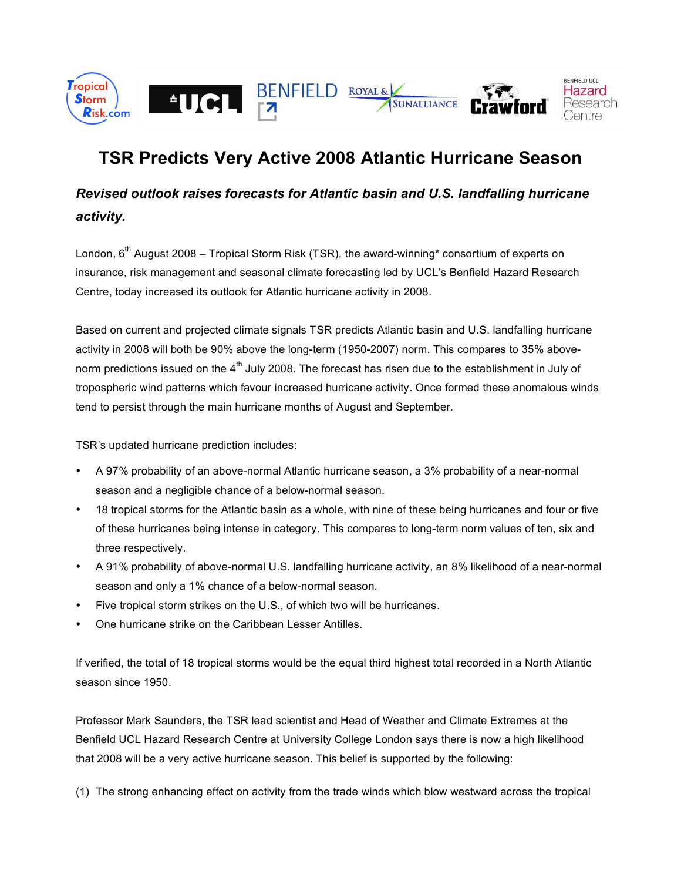# TSR Predicts Very Active 2008 Atlantic Hurricane Season

## *Revised outlook raises forecasts for Atlantic basin and U.S. landfalling hurricane activity.*

London, 6th August 2008 – Tropical Storm Risk (TSR), the award-winning* consortium of experts on insurance, risk management and seasonal climate forecasting led by UCL's Benfield Hazard Research Centre, today increased its outlook for Atlantic hurricane activity in 2008.

Based on current and projected climate signals TSR predicts Atlantic basin and U.S. landfalling hurricane activity in 2008 will both be 90% above the long-term (1950-2007) norm. This compares to 35% above-norm predictions issued on the 4th July 2008. The forecast has risen due to the establishment in July of tropospheric wind patterns which favour increased hurricane activity. Once formed these anomalous winds tend to persist through the main hurricane months of August and September.

TSR's updated hurricane prediction includes:

- A 97% probability of an above-normal Atlantic hurricane season, a 3% probability of a near-normal season and a negligible chance of a below-normal season.
- 18 tropical storms for the Atlantic basin as a whole, with nine of these being hurricanes and four or five of these hurricanes being intense in category. This compares to long-term norm values of ten, six and three respectively.
- A 91% probability of above-normal U.S. landfalling hurricane activity, an 8% likelihood of a near-normal season and only a 1% chance of a below-normal season.
- Five tropical storm strikes on the U.S., of which two will be hurricanes.
- One hurricane strike on the Caribbean Lesser Antilles.

If verified, the total of 18 tropical storms would be the equal third highest total recorded in a North Atlantic season since 1950.

Professor Mark Saunders, the TSR lead scientist and Head of Weather and Climate Extremes at the Benfield UCL Hazard Research Centre at University College London says there is now a high likelihood that 2008 will be a very active hurricane season. This belief is supported by the following:

(1) The strong enhancing effect on activity from the trade winds which blow westward across the tropical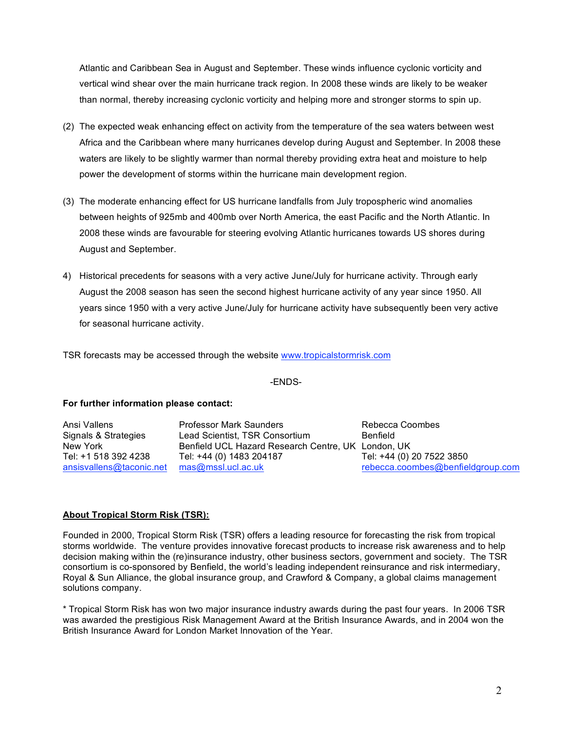Atlantic and Caribbean Sea in August and September. These winds influence cyclonic vorticity and vertical wind shear over the main hurricane track region. In 2008 these winds are likely to be weaker than normal, thereby increasing cyclonic vorticity and helping more and stronger storms to spin up.

(2) The expected weak enhancing effect on activity from the temperature of the sea waters between west Africa and the Caribbean where many hurricanes develop during August and September. In 2008 these waters are likely to be slightly warmer than normal thereby providing extra heat and moisture to help power the development of storms within the hurricane main development region.

(3) The moderate enhancing effect for US hurricane landfalls from July tropospheric wind anomalies between heights of 925mb and 400mb over North America, the east Pacific and the North Atlantic. In 2008 these winds are favourable for steering evolving Atlantic hurricanes towards US shores during August and September.

4) Historical precedents for seasons with a very active June/July for hurricane activity. Through early August the 2008 season has seen the second highest hurricane activity of any year since 1950. All years since 1950 with a very active June/July for hurricane activity have subsequently been very active for seasonal hurricane activity.

TSR forecasts may be accessed through the website www.tropicalstormrisk.com

-ENDS-

**For further information please contact:**

| | | |
|---|---|---|
| Ansi Vallens | Professor Mark Saunders | Rebecca Coombes |
| Signals & Strategies | Lead Scientist, TSR Consortium | Benfield |
| New York | Benfield UCL Hazard Research Centre, UK | London, UK |
| Tel: +1 518 392 4238 | Tel: +44 (0) 1483 204187 | Tel: +44 (0) 20 7522 3850 |
| ansisvallens@taconic.net | mas@mssl.ucl.ac.uk | rebecca.coombes@benfieldgroup.com |

**About Tropical Storm Risk (TSR):**

Founded in 2000, Tropical Storm Risk (TSR) offers a leading resource for forecasting the risk from tropical storms worldwide. The venture provides innovative forecast products to increase risk awareness and to help decision making within the (re)insurance industry, other business sectors, government and society. The TSR consortium is co-sponsored by Benfield, the world's leading independent reinsurance and risk intermediary, Royal & Sun Alliance, the global insurance group, and Crawford & Company, a global claims management solutions company.

* Tropical Storm Risk has won two major insurance industry awards during the past four years. In 2006 TSR was awarded the prestigious Risk Management Award at the British Insurance Awards, and in 2004 won the British Insurance Award for London Market Innovation of the Year.